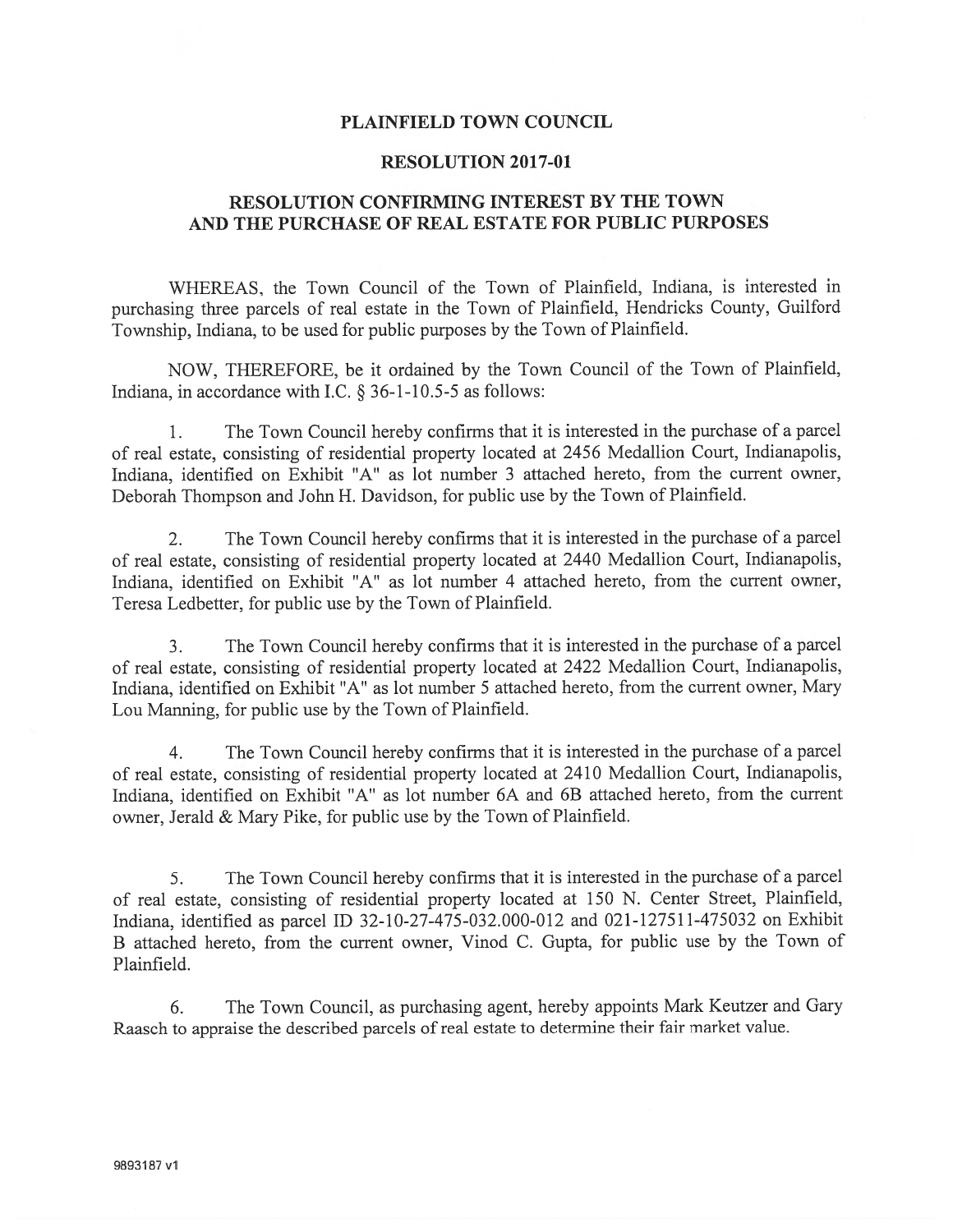# PLAINFIELD TOWN COUNCIL

## RESOLUTION 2017-01

## RESOLUTION CONFIRMING INTEREST BY THE TOWN AND THE PURCHASE OF REAL ESTATE FOR PUBLIC PURPOSES

WHEREAS, the Town Council of the Town of Plainfield, Indiana, is interested in purchasing three parcels of real estate in the Town of Plainfield, Hendricks County, Guilford Township, Indiana, to be used for public purposes by the Town of Plainfield.

NOW, THEREFORE, be it ordained by the Town Council of the Town of Plainfield, Indiana, in accordance with I.C. § 36-1-10.5-5 as follows:

1. The Town Council hereby confirms that it is interested in the purchase of a parcel of real estate, consisting of residential property located at 2456 Medallion Court, Indianapolis, Indiana, identified on Exhibit "A" as lot number 3 attached hereto, from the current owner, Deborah Thompson and John H. Davidson, for public use by the Town of Plainfield.

2. The Town Council hereby confirms that it is interested in the purchase of a parcel of real estate, consisting of residential property located at 2440 Medallion Court, Indianapolis, Indiana, identified on Exhibit "A" as lot number 4 attached hereto, from the current owner, Teresa Ledbetter, for public use by the Town of Plainfield.

3. The Town Council hereby confirms that it is interested in the purchase of a parcel of real estate, consisting of residential property located at 2422 Medallion Court, Indianapolis, Indiana, identified on Exhibit "A" as lot number 5 attached hereto, from the current owner, Mary Lou Manning, for public use by the Town of Plainfield.

4. The Town Council hereby confirms that it is interested in the purchase of a parcel of real estate, consisting of residential property located at 2410 Medallion Court, Indianapolis, Indiana, identified on Exhibit "A" as lot number 6A and 6B attached hereto, from the current owner, Jerald & Mary Pike, for public use by the Town of Plainfield.

5. The Town Council hereby confirms that it is interested in the purchase of a parcel of real estate, consisting of residential property located at 150 N. Center Street, Plainfield, Indiana, identified as parcel ID 32-10-27-475-032.000-012 and 021-127511-475032 on Exhibit B attached hereto, from the current owner, Vinod C. Gupta, for public use by the Town of Plainfield.

6. The Town Council, as purchasing agent, hereby appoints Mark Keutzer and Gary Raasch to appraise the described parcels of real estate to determine their fair market value.

9893187 v1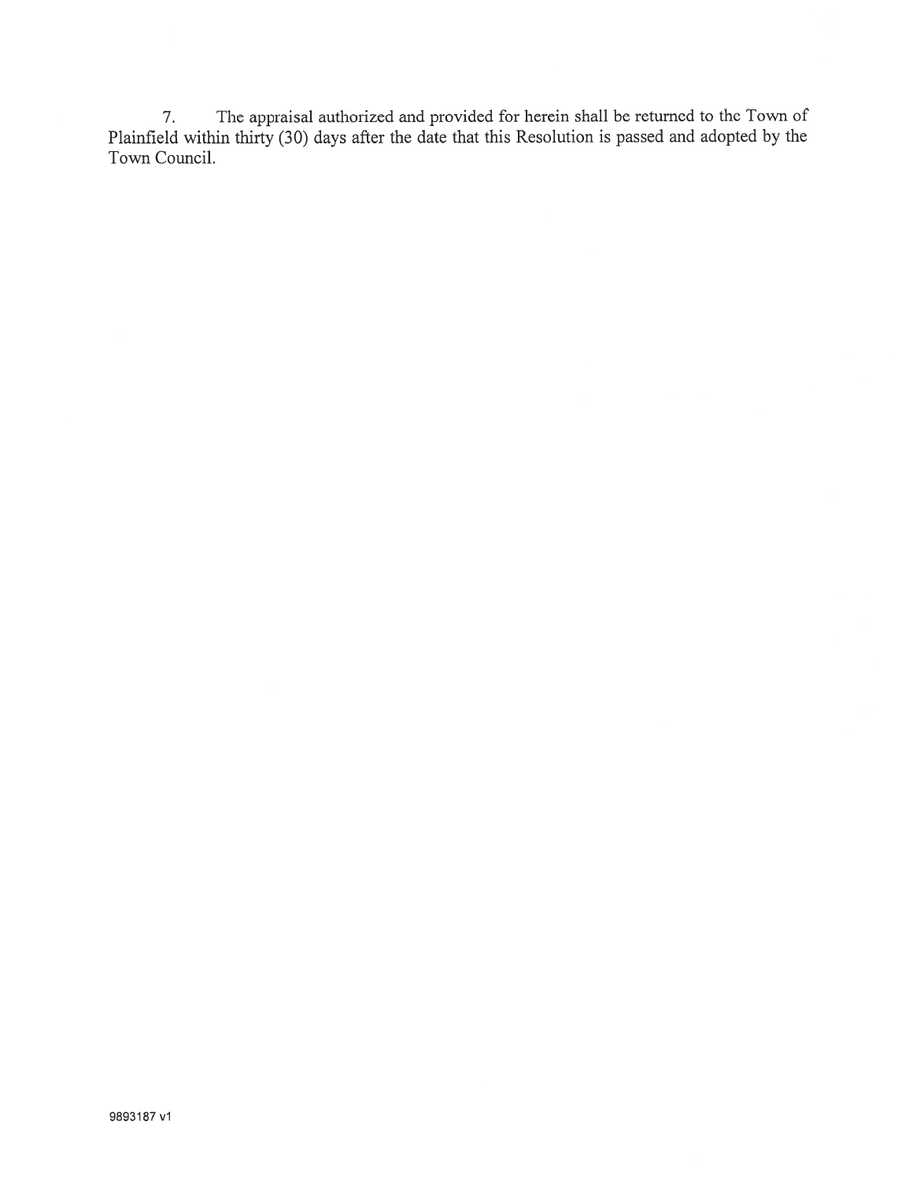7. The appraisal authorized and provided for herein shall be returned to the Town of Plainfield within thirty (30) days after the date that this Resolution is passed and adopted by the Town Council.

9893187 v1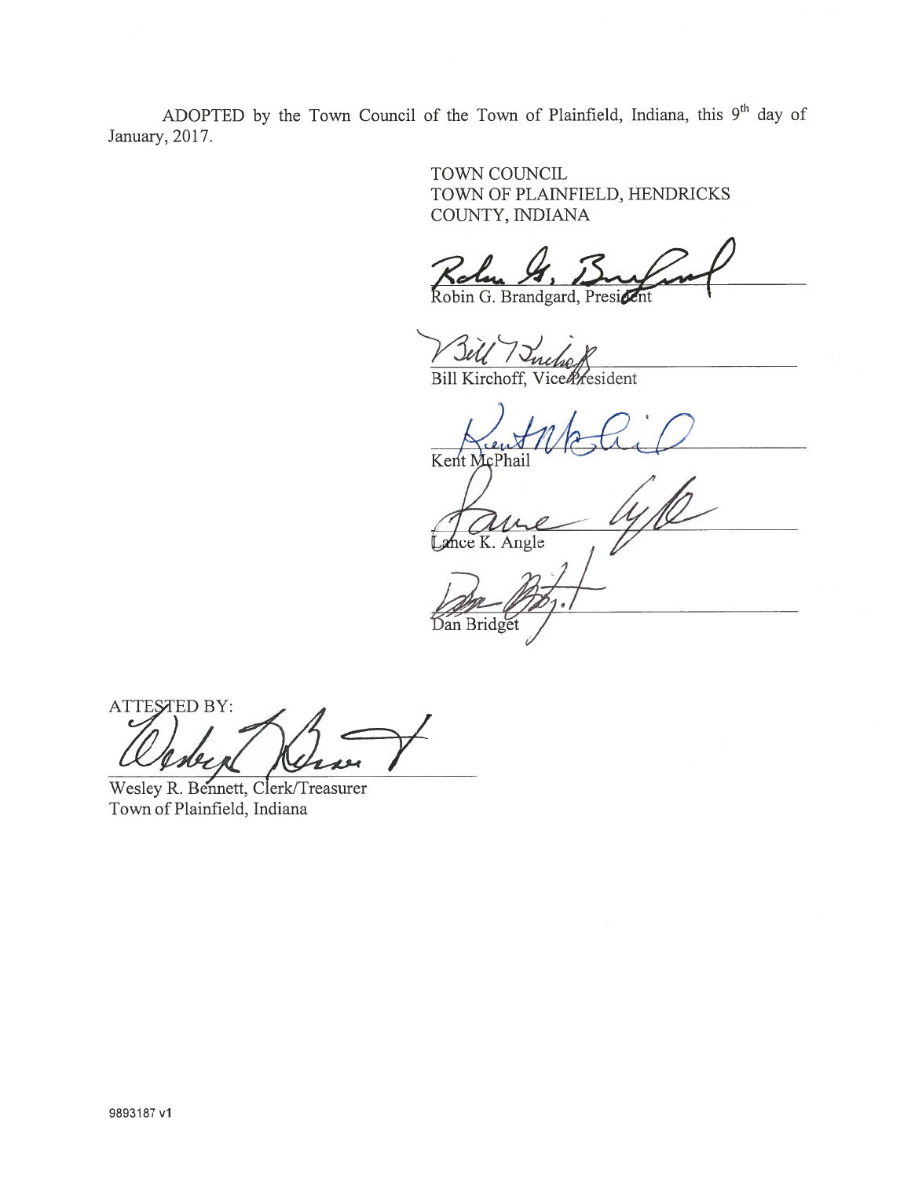ADOPTED by the Town Council of the Town of Plainfield, Indiana, this 9th day of January, 2017.

TOWN COUNCIL
TOWN OF PLAINFIELD, HENDRICKS COUNTY, INDIANA

Robin G. Brandgard, President

Bill Kirchoff, Vice President

Kent McPhail

Lance K. Angle

Dan Bridget

ATTESTED BY:

Wesley R. Bennett, Clerk/Treasurer
Town of Plainfield, Indiana

9893187 v1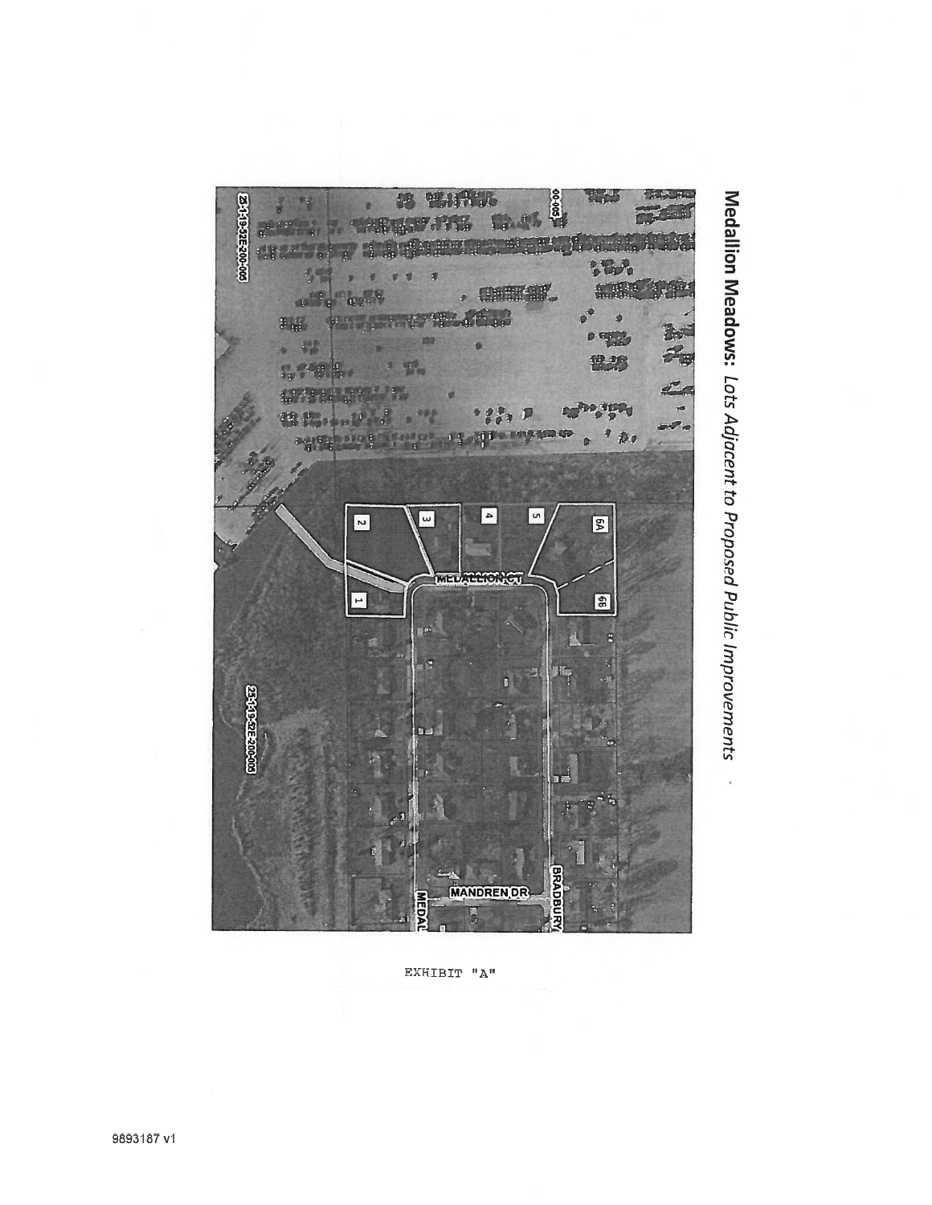**Medallion Meadows:** *Lots Adjacent to Proposed Public Improvements*

25-1-19-32E-200-005

00-005

2

3

4

5

6A

1

6B

MEDALLION CT

25-1-19-32E-200-005

MANDREN DR

MEDAL

BRADBURY

EXHIBIT "A"

9893187 v1